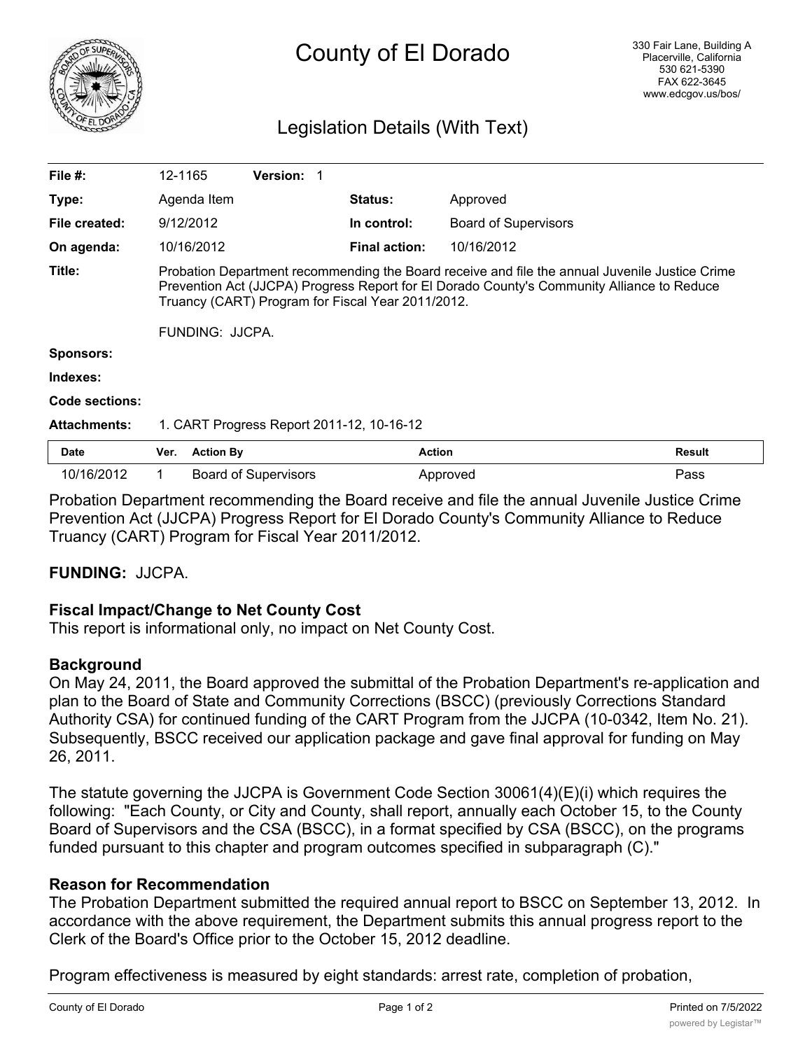# County of El Dorado

330 Fair Lane, Building A
Placerville, California
530 621-5390
FAX 622-3645
www.edcgov.us/bos/

## Legislation Details (With Text)

| | | | |
|---|---|---|---|
| **File #:** | 12-1165 **Version:** 1 | | |
| **Type:** | Agenda Item | **Status:** | Approved |
| **File created:** | 9/12/2012 | **In control:** | Board of Supervisors |
| **On agenda:** | 10/16/2012 | **Final action:** | 10/16/2012 |

**Title:** Probation Department recommending the Board receive and file the annual Juvenile Justice Crime Prevention Act (JJCPA) Progress Report for El Dorado County's Community Alliance to Reduce Truancy (CART) Program for Fiscal Year 2011/2012.

FUNDING: JJCPA.

**Sponsors:**

**Indexes:**

**Code sections:**

**Attachments:** 1. CART Progress Report 2011-12, 10-16-12

| Date | Ver. | Action By | Action | Result |
|---|---|---|---|---|
| 10/16/2012 | 1 | Board of Supervisors | Approved | Pass |

Probation Department recommending the Board receive and file the annual Juvenile Justice Crime Prevention Act (JJCPA) Progress Report for El Dorado County's Community Alliance to Reduce Truancy (CART) Program for Fiscal Year 2011/2012.

**FUNDING:** JJCPA.

### Fiscal Impact/Change to Net County Cost

This report is informational only, no impact on Net County Cost.

### Background

On May 24, 2011, the Board approved the submittal of the Probation Department's re-application and plan to the Board of State and Community Corrections (BSCC) (previously Corrections Standard Authority CSA) for continued funding of the CART Program from the JJCPA (10-0342, Item No. 21). Subsequently, BSCC received our application package and gave final approval for funding on May 26, 2011.

The statute governing the JJCPA is Government Code Section 30061(4)(E)(i) which requires the following: "Each County, or City and County, shall report, annually each October 15, to the County Board of Supervisors and the CSA (BSCC), in a format specified by CSA (BSCC), on the programs funded pursuant to this chapter and program outcomes specified in subparagraph (C)."

### Reason for Recommendation

The Probation Department submitted the required annual report to BSCC on September 13, 2012. In accordance with the above requirement, the Department submits this annual progress report to the Clerk of the Board's Office prior to the October 15, 2012 deadline.

Program effectiveness is measured by eight standards: arrest rate, completion of probation,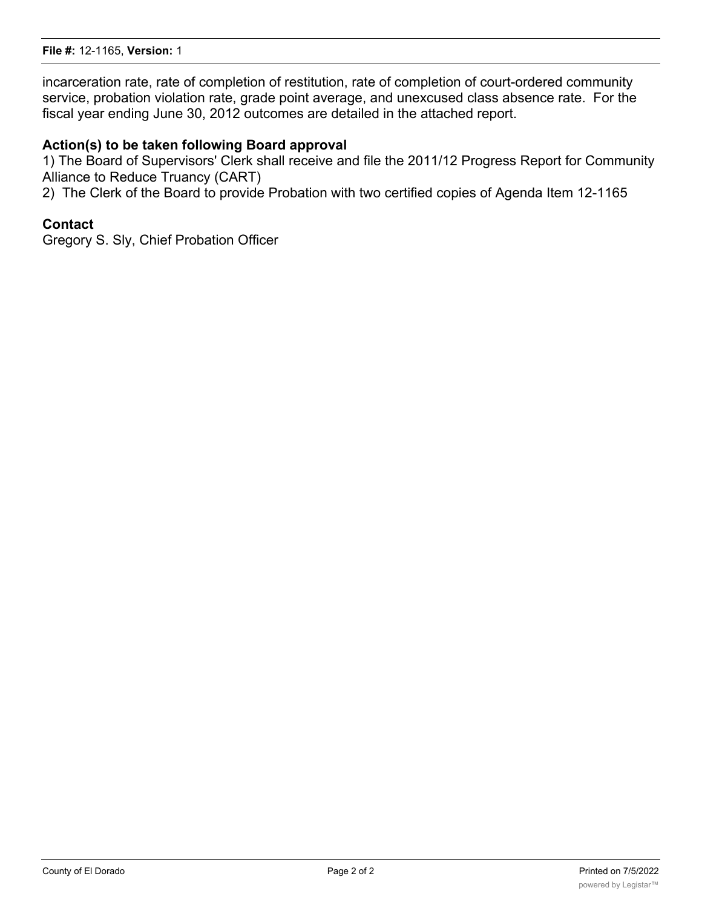incarceration rate, rate of completion of restitution, rate of completion of court-ordered community service, probation violation rate, grade point average, and unexcused class absence rate. For the fiscal year ending June 30, 2012 outcomes are detailed in the attached report.

## Action(s) to be taken following Board approval

1) The Board of Supervisors' Clerk shall receive and file the 2011/12 Progress Report for Community Alliance to Reduce Truancy (CART)

2) The Clerk of the Board to provide Probation with two certified copies of Agenda Item 12-1165

## Contact

Gregory S. Sly, Chief Probation Officer